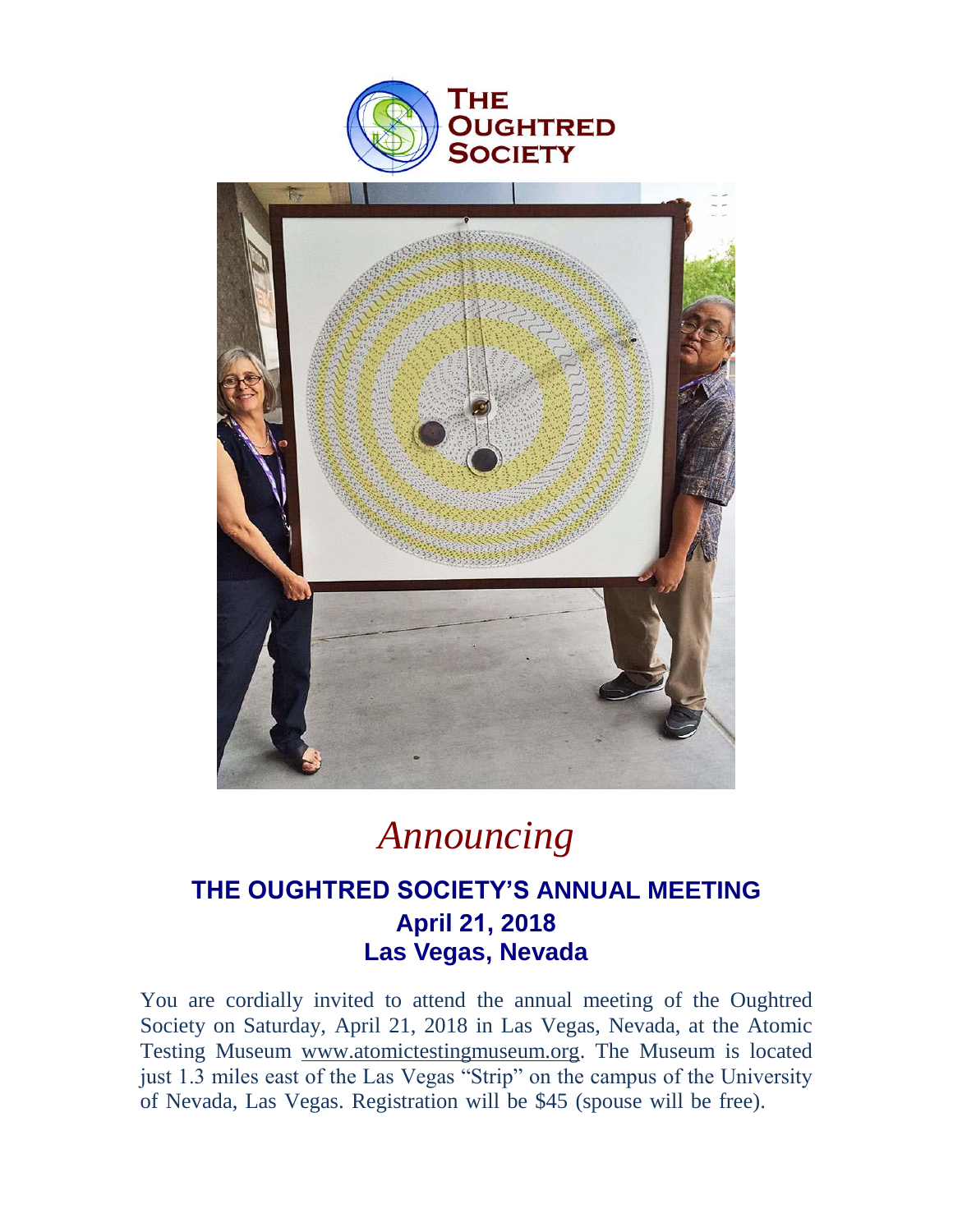**The Oughtred Society**

# *Announcing*

## THE OUGHTRED SOCIETY'S ANNUAL MEETING

### April 21, 2018

### Las Vegas, Nevada

You are cordially invited to attend the annual meeting of the Oughtred Society on Saturday, April 21, 2018 in Las Vegas, Nevada, at the Atomic Testing Museum www.atomictestingmuseum.org. The Museum is located just 1.3 miles east of the Las Vegas "Strip" on the campus of the University of Nevada, Las Vegas. Registration will be $45 (spouse will be free).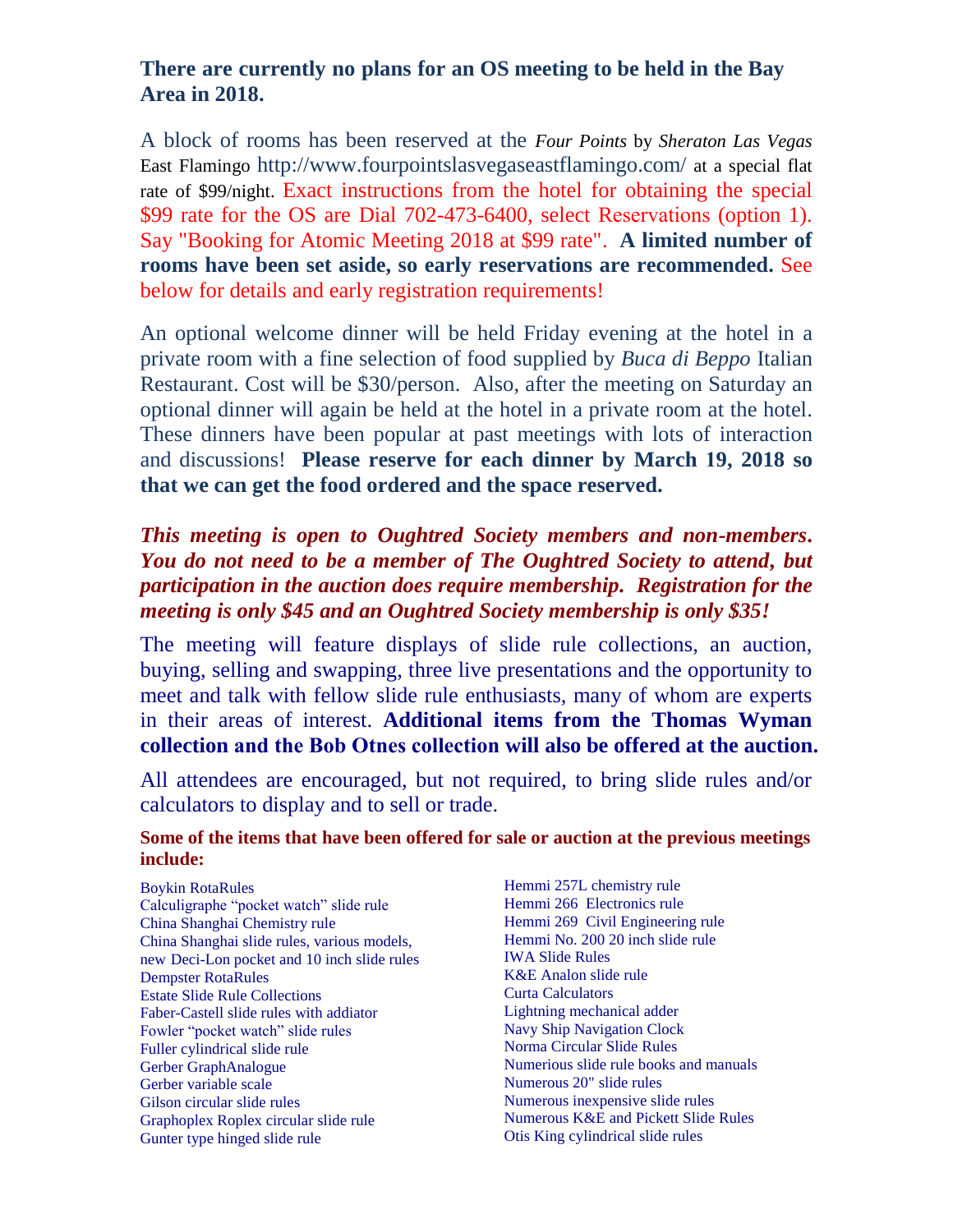**There are currently no plans for an OS meeting to be held in the Bay Area in 2018.**

A block of rooms has been reserved at the *Four Points* by *Sheraton Las Vegas* East Flamingo http://www.fourpointslasvegaseastflamingo.com/ at a special flat rate of $99/night. Exact instructions from the hotel for obtaining the special $99 rate for the OS are Dial 702-473-6400, select Reservations (option 1). Say "Booking for Atomic Meeting 2018 at $99 rate". **A limited number of rooms have been set aside, so early reservations are recommended.** See below for details and early registration requirements!

An optional welcome dinner will be held Friday evening at the hotel in a private room with a fine selection of food supplied by *Buca di Beppo* Italian Restaurant. Cost will be $30/person. Also, after the meeting on Saturday an optional dinner will again be held at the hotel in a private room at the hotel. These dinners have been popular at past meetings with lots of interaction and discussions! **Please reserve for each dinner by March 19, 2018 so that we can get the food ordered and the space reserved.**

***This meeting is open to Oughtred Society members and non-members. You do not need to be a member of The Oughtred Society to attend, but participation in the auction does require membership. Registration for the meeting is only $45 and an Oughtred Society membership is only $35!***

The meeting will feature displays of slide rule collections, an auction, buying, selling and swapping, three live presentations and the opportunity to meet and talk with fellow slide rule enthusiasts, many of whom are experts in their areas of interest. **Additional items from the Thomas Wyman collection and the Bob Otnes collection will also be offered at the auction.**

All attendees are encouraged, but not required, to bring slide rules and/or calculators to display and to sell or trade.

**Some of the items that have been offered for sale or auction at the previous meetings include:**

Boykin RotaRules
Calculigraphe "pocket watch" slide rule
China Shanghai Chemistry rule
China Shanghai slide rules, various models, new Deci-Lon pocket and 10 inch slide rules
Dempster RotaRules
Estate Slide Rule Collections
Faber-Castell slide rules with addiator
Fowler "pocket watch" slide rules
Fuller cylindrical slide rule
Gerber GraphAnalogue
Gerber variable scale
Gilson circular slide rules
Graphoplex Roplex circular slide rule
Gunter type hinged slide rule
Hemmi 257L chemistry rule
Hemmi 266 Electronics rule
Hemmi 269 Civil Engineering rule
Hemmi No. 200 20 inch slide rule
IWA Slide Rules
K&E Analon slide rule
Curta Calculators
Lightning mechanical adder
Navy Ship Navigation Clock
Norma Circular Slide Rules
Numerious slide rule books and manuals
Numerous 20" slide rules
Numerous inexpensive slide rules
Numerous K&E and Pickett Slide Rules
Otis King cylindrical slide rules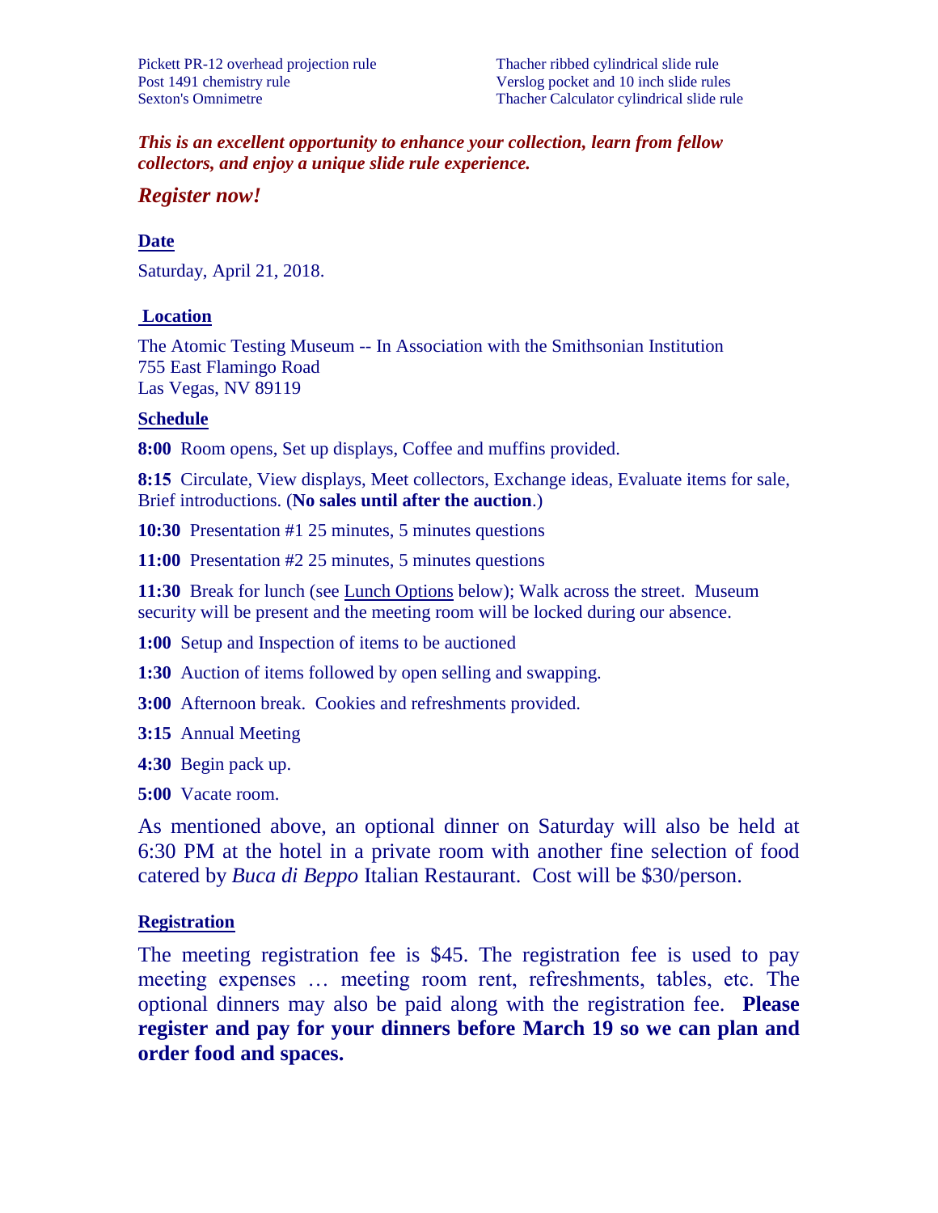Pickett PR-12 overhead projection rule
Post 1491 chemistry rule
Sexton's Omnimetre
Thacher ribbed cylindrical slide rule
Verslog pocket and 10 inch slide rules
Thacher Calculator cylindrical slide rule

***This is an excellent opportunity to enhance your collection, learn from fellow collectors, and enjoy a unique slide rule experience.***

***Register now!***

## Date

Saturday, April 21, 2018.

## Location

The Atomic Testing Museum -- In Association with the Smithsonian Institution
755 East Flamingo Road
Las Vegas, NV 89119

## Schedule

**8:00** Room opens, Set up displays, Coffee and muffins provided.

**8:15** Circulate, View displays, Meet collectors, Exchange ideas, Evaluate items for sale, Brief introductions. (**No sales until after the auction**.)

**10:30** Presentation #1 25 minutes, 5 minutes questions

**11:00** Presentation #2 25 minutes, 5 minutes questions

**11:30** Break for lunch (see Lunch Options below); Walk across the street. Museum security will be present and the meeting room will be locked during our absence.

**1:00** Setup and Inspection of items to be auctioned

**1:30** Auction of items followed by open selling and swapping.

**3:00** Afternoon break. Cookies and refreshments provided.

**3:15** Annual Meeting

**4:30** Begin pack up.

**5:00** Vacate room.

As mentioned above, an optional dinner on Saturday will also be held at 6:30 PM at the hotel in a private room with another fine selection of food catered by *Buca di Beppo* Italian Restaurant. Cost will be $30/person.

## Registration

The meeting registration fee is $45. The registration fee is used to pay meeting expenses … meeting room rent, refreshments, tables, etc. The optional dinners may also be paid along with the registration fee. **Please register and pay for your dinners before March 19 so we can plan and order food and spaces.**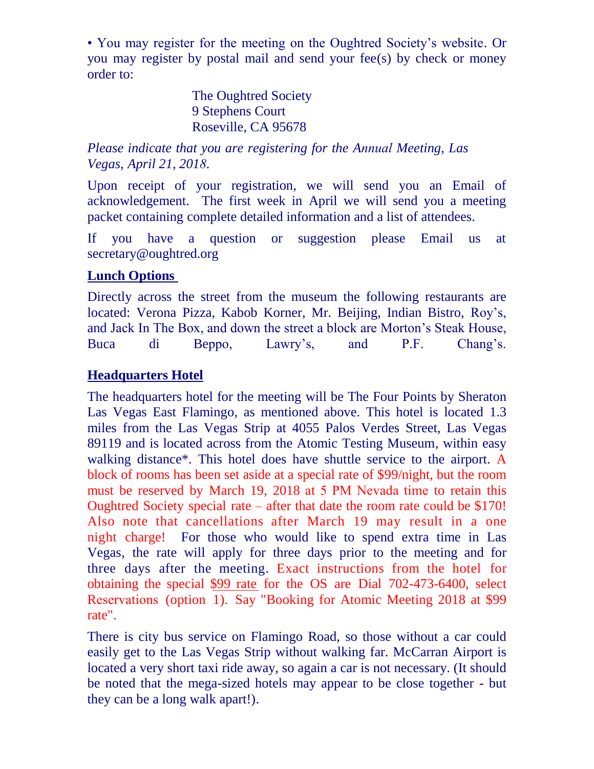• You may register for the meeting on the Oughtred Society's website. Or you may register by postal mail and send your fee(s) by check or money order to:

The Oughtred Society
9 Stephens Court
Roseville, CA 95678

*Please indicate that you are registering for the Annual Meeting, Las Vegas, April 21, 2018.*

Upon receipt of your registration, we will send you an Email of acknowledgement. The first week in April we will send you a meeting packet containing complete detailed information and a list of attendees.

If you have a question or suggestion please Email us at secretary@oughtred.org

## Lunch Options

Directly across the street from the museum the following restaurants are located: Verona Pizza, Kabob Korner, Mr. Beijing, Indian Bistro, Roy's, and Jack In The Box, and down the street a block are Morton's Steak House, Buca di Beppo, Lawry's, and P.F. Chang's.

## Headquarters Hotel

The headquarters hotel for the meeting will be The Four Points by Sheraton Las Vegas East Flamingo, as mentioned above. This hotel is located 1.3 miles from the Las Vegas Strip at 4055 Palos Verdes Street, Las Vegas 89119 and is located across from the Atomic Testing Museum, within easy walking distance*. This hotel does have shuttle service to the airport. A block of rooms has been set aside at a special rate of $99/night, but the room must be reserved by March 19, 2018 at 5 PM Nevada time to retain this Oughtred Society special rate – after that date the room rate could be $170! Also note that cancellations after March 19 may result in a one night charge! For those who would like to spend extra time in Las Vegas, the rate will apply for three days prior to the meeting and for three days after the meeting. Exact instructions from the hotel for obtaining the special $99 rate for the OS are Dial 702-473-6400, select Reservations (option 1). Say "Booking for Atomic Meeting 2018 at $99 rate".

There is city bus service on Flamingo Road, so those without a car could easily get to the Las Vegas Strip without walking far. McCarran Airport is located a very short taxi ride away, so again a car is not necessary. (It should be noted that the mega-sized hotels may appear to be close together - but they can be a long walk apart!).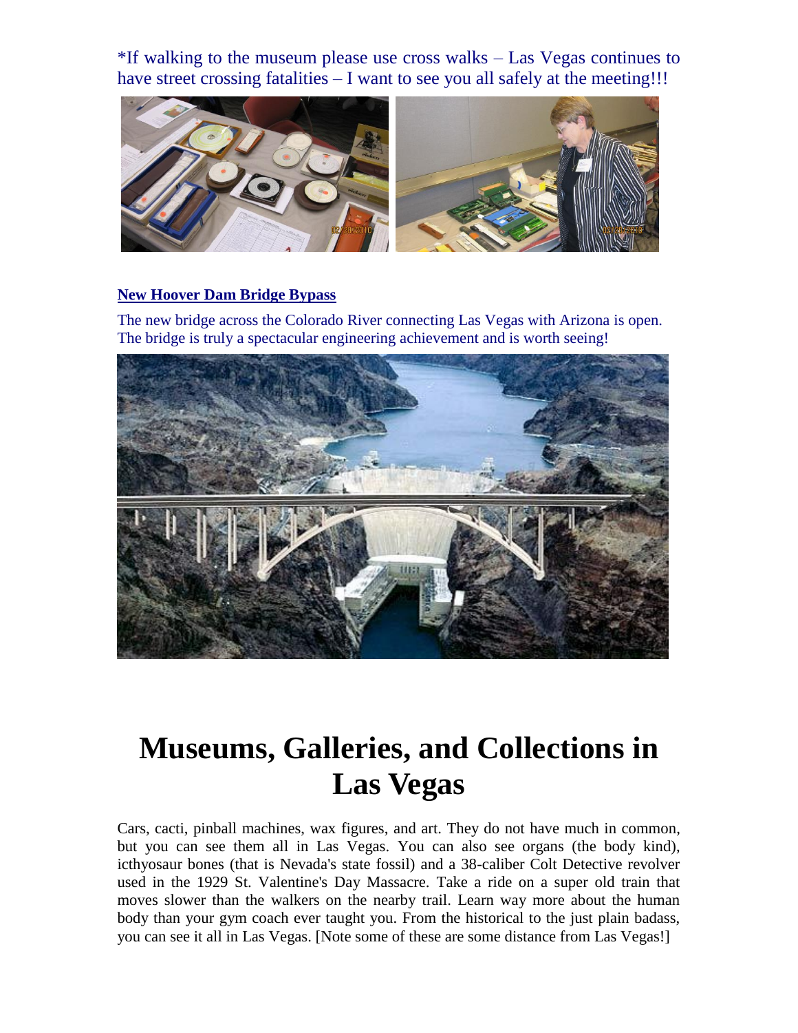*If walking to the museum please use cross walks – Las Vegas continues to have street crossing fatalities – I want to see you all safely at the meeting!!!

**New Hoover Dam Bridge Bypass**

The new bridge across the Colorado River connecting Las Vegas with Arizona is open. The bridge is truly a spectacular engineering achievement and is worth seeing!

# Museums, Galleries, and Collections in Las Vegas

Cars, cacti, pinball machines, wax figures, and art. They do not have much in common, but you can see them all in Las Vegas. You can also see organs (the body kind), icthyosaur bones (that is Nevada's state fossil) and a 38-caliber Colt Detective revolver used in the 1929 St. Valentine's Day Massacre. Take a ride on a super old train that moves slower than the walkers on the nearby trail. Learn way more about the human body than your gym coach ever taught you. From the historical to the just plain badass, you can see it all in Las Vegas. [Note some of these are some distance from Las Vegas!]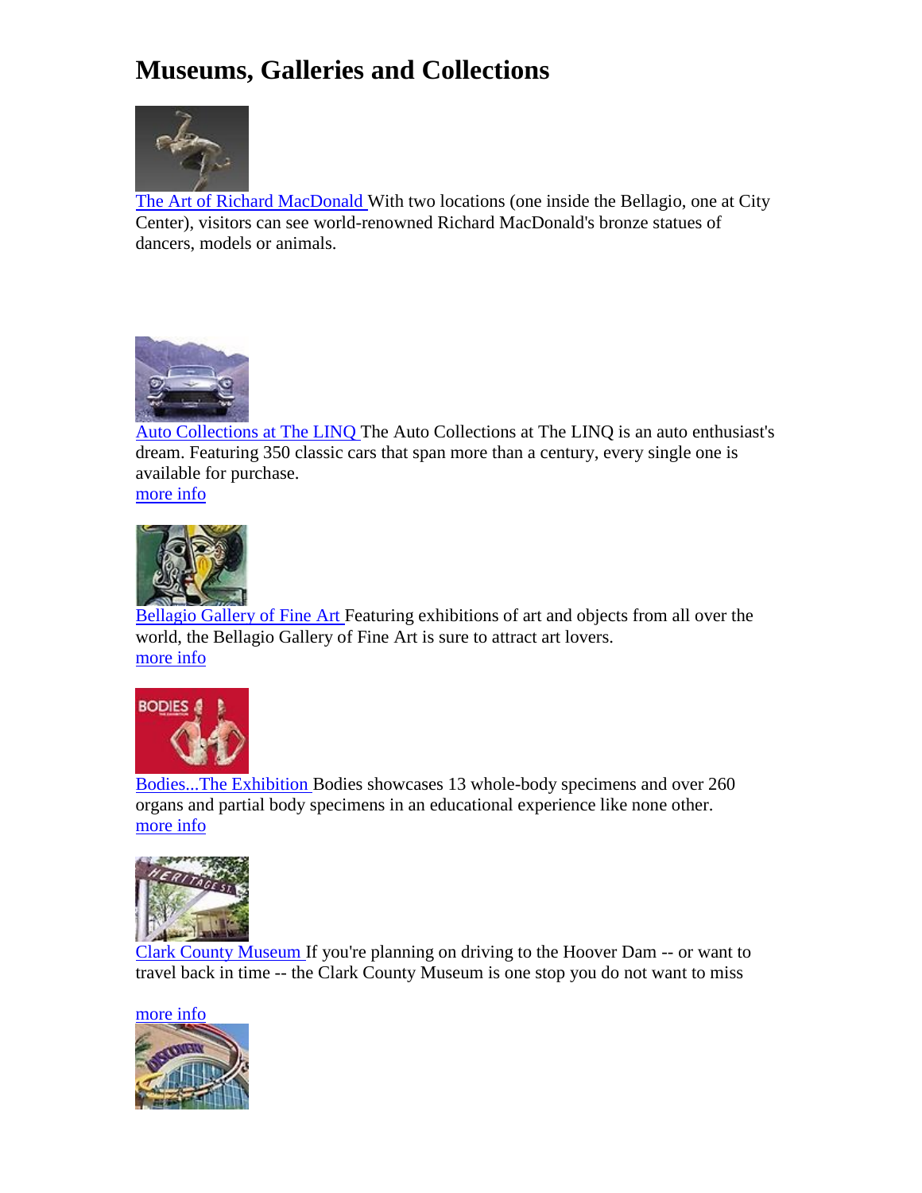# Museums, Galleries and Collections

The Art of Richard MacDonald With two locations (one inside the Bellagio, one at City Center), visitors can see world-renowned Richard MacDonald's bronze statues of dancers, models or animals.

Auto Collections at The LINQ The Auto Collections at The LINQ is an auto enthusiast's dream. Featuring 350 classic cars that span more than a century, every single one is available for purchase.
more info

Bellagio Gallery of Fine Art Featuring exhibitions of art and objects from all over the world, the Bellagio Gallery of Fine Art is sure to attract art lovers.
more info

Bodies...The Exhibition Bodies showcases 13 whole-body specimens and over 260 organs and partial body specimens in an educational experience like none other.
more info

Clark County Museum If you're planning on driving to the Hoover Dam -- or want to travel back in time -- the Clark County Museum is one stop you do not want to miss

more info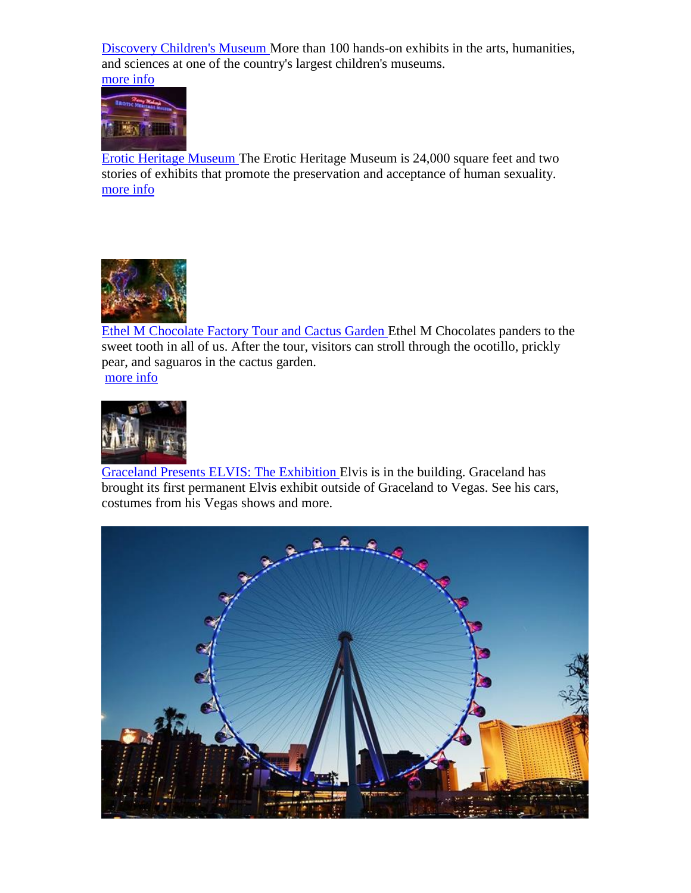[Discovery Children's Museum](#) More than 100 hands-on exhibits in the arts, humanities, and sciences at one of the country's largest children's museums.
[more info](#)

[Erotic Heritage Museum](#) The Erotic Heritage Museum is 24,000 square feet and two stories of exhibits that promote the preservation and acceptance of human sexuality.
[more info](#)

[Ethel M Chocolate Factory Tour and Cactus Garden](#) Ethel M Chocolates panders to the sweet tooth in all of us. After the tour, visitors can stroll through the ocotillo, prickly pear, and saguaros in the cactus garden.
[more info](#)

[Graceland Presents ELVIS: The Exhibition](#) Elvis is in the building. Graceland has brought its first permanent Elvis exhibit outside of Graceland to Vegas. See his cars, costumes from his Vegas shows and more.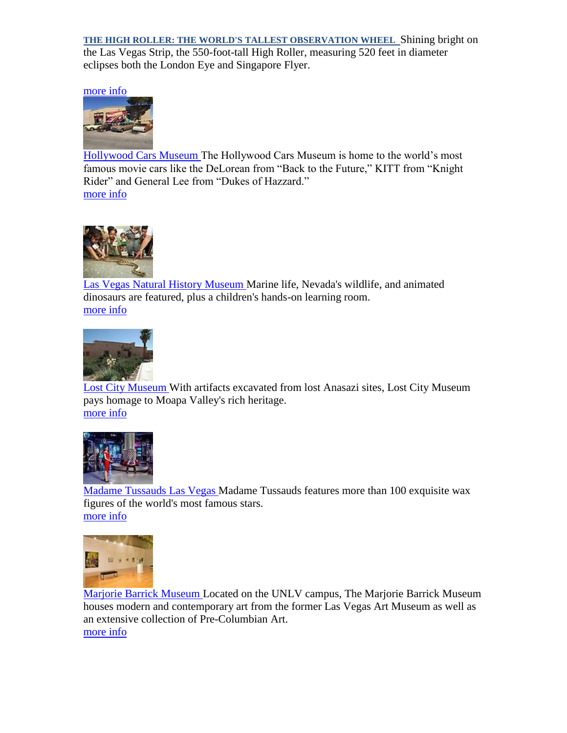**THE HIGH ROLLER: THE WORLD'S TALLEST OBSERVATION WHEEL** Shining bright on the Las Vegas Strip, the 550-foot-tall High Roller, measuring 520 feet in diameter eclipses both the London Eye and Singapore Flyer.

more info

Hollywood Cars Museum The Hollywood Cars Museum is home to the world's most famous movie cars like the DeLorean from "Back to the Future," KITT from "Knight Rider" and General Lee from "Dukes of Hazzard."
more info

Las Vegas Natural History Museum Marine life, Nevada's wildlife, and animated dinosaurs are featured, plus a children's hands-on learning room.
more info

Lost City Museum With artifacts excavated from lost Anasazi sites, Lost City Museum pays homage to Moapa Valley's rich heritage.
more info

Madame Tussauds Las Vegas Madame Tussauds features more than 100 exquisite wax figures of the world's most famous stars.
more info

Marjorie Barrick Museum Located on the UNLV campus, The Marjorie Barrick Museum houses modern and contemporary art from the former Las Vegas Art Museum as well as an extensive collection of Pre-Columbian Art.
more info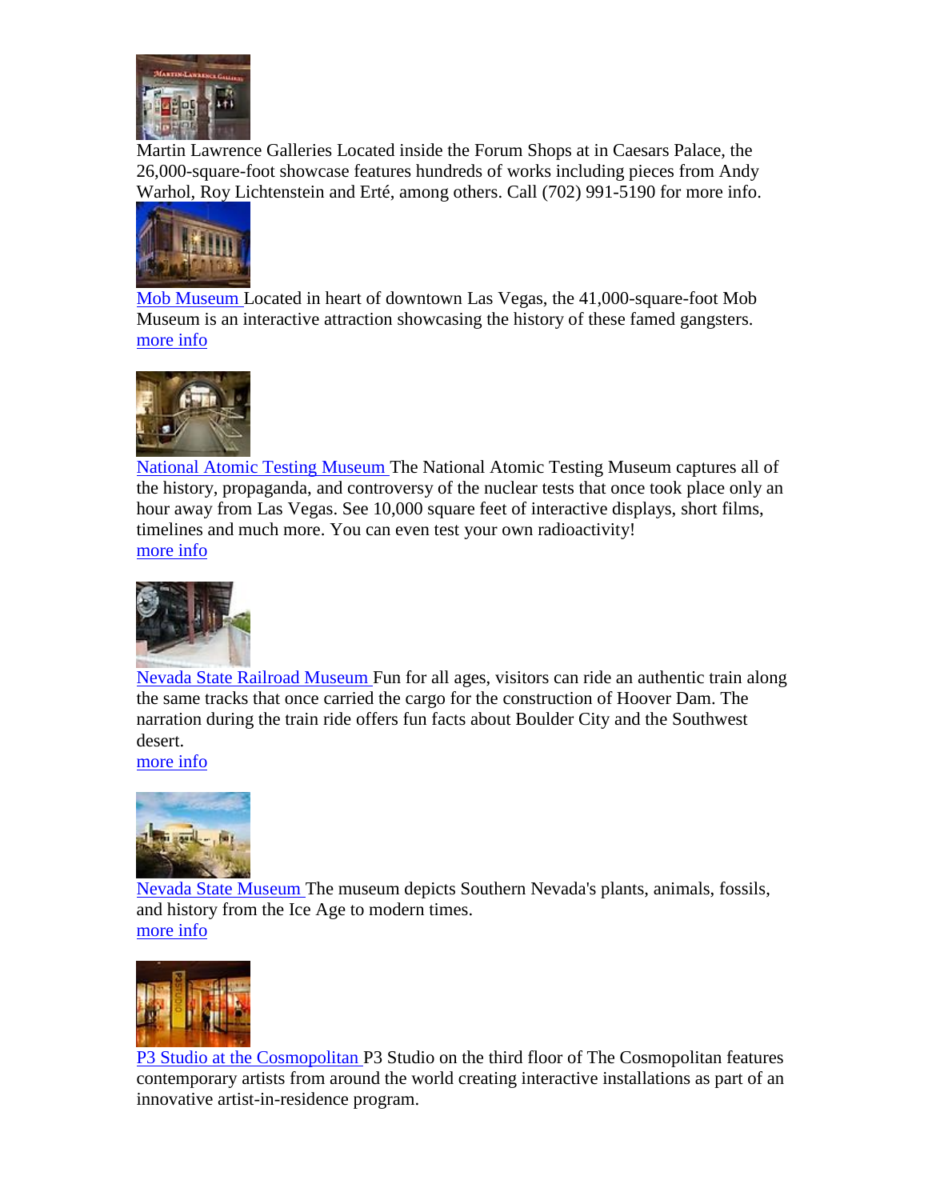Martin Lawrence Galleries Located inside the Forum Shops at in Caesars Palace, the 26,000-square-foot showcase features hundreds of works including pieces from Andy Warhol, Roy Lichtenstein and Erté, among others. Call (702) 991-5190 for more info.

Mob Museum Located in heart of downtown Las Vegas, the 41,000-square-foot Mob Museum is an interactive attraction showcasing the history of these famed gangsters.
more info

National Atomic Testing Museum The National Atomic Testing Museum captures all of the history, propaganda, and controversy of the nuclear tests that once took place only an hour away from Las Vegas. See 10,000 square feet of interactive displays, short films, timelines and much more. You can even test your own radioactivity!
more info

Nevada State Railroad Museum Fun for all ages, visitors can ride an authentic train along the same tracks that once carried the cargo for the construction of Hoover Dam. The narration during the train ride offers fun facts about Boulder City and the Southwest desert.
more info

Nevada State Museum The museum depicts Southern Nevada's plants, animals, fossils, and history from the Ice Age to modern times.
more info

P3 Studio at the Cosmopolitan P3 Studio on the third floor of The Cosmopolitan features contemporary artists from around the world creating interactive installations as part of an innovative artist-in-residence program.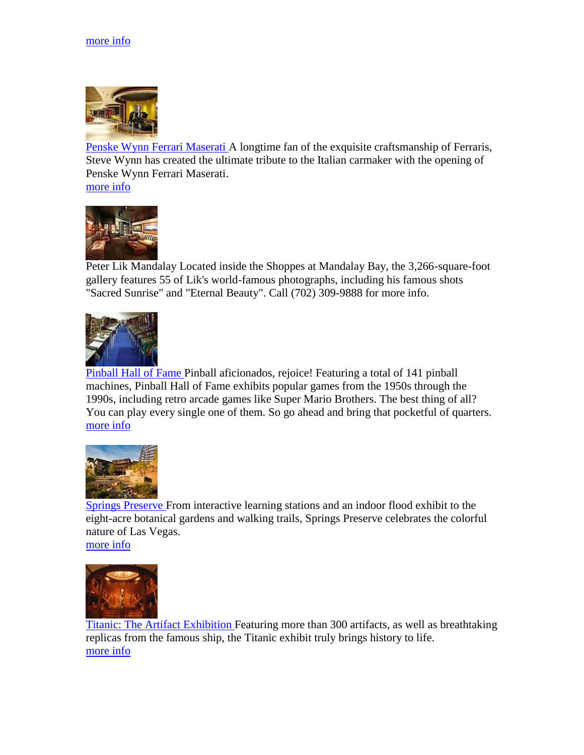more info

Penske Wynn Ferrari Maserati A longtime fan of the exquisite craftsmanship of Ferraris, Steve Wynn has created the ultimate tribute to the Italian carmaker with the opening of Penske Wynn Ferrari Maserati.
more info

Peter Lik Mandalay Located inside the Shoppes at Mandalay Bay, the 3,266-square-foot gallery features 55 of Lik's world-famous photographs, including his famous shots "Sacred Sunrise" and "Eternal Beauty". Call (702) 309-9888 for more info.

Pinball Hall of Fame Pinball aficionados, rejoice! Featuring a total of 141 pinball machines, Pinball Hall of Fame exhibits popular games from the 1950s through the 1990s, including retro arcade games like Super Mario Brothers. The best thing of all? You can play every single one of them. So go ahead and bring that pocketful of quarters.
more info

Springs Preserve From interactive learning stations and an indoor flood exhibit to the eight-acre botanical gardens and walking trails, Springs Preserve celebrates the colorful nature of Las Vegas.
more info

Titanic: The Artifact Exhibition Featuring more than 300 artifacts, as well as breathtaking replicas from the famous ship, the Titanic exhibit truly brings history to life.
more info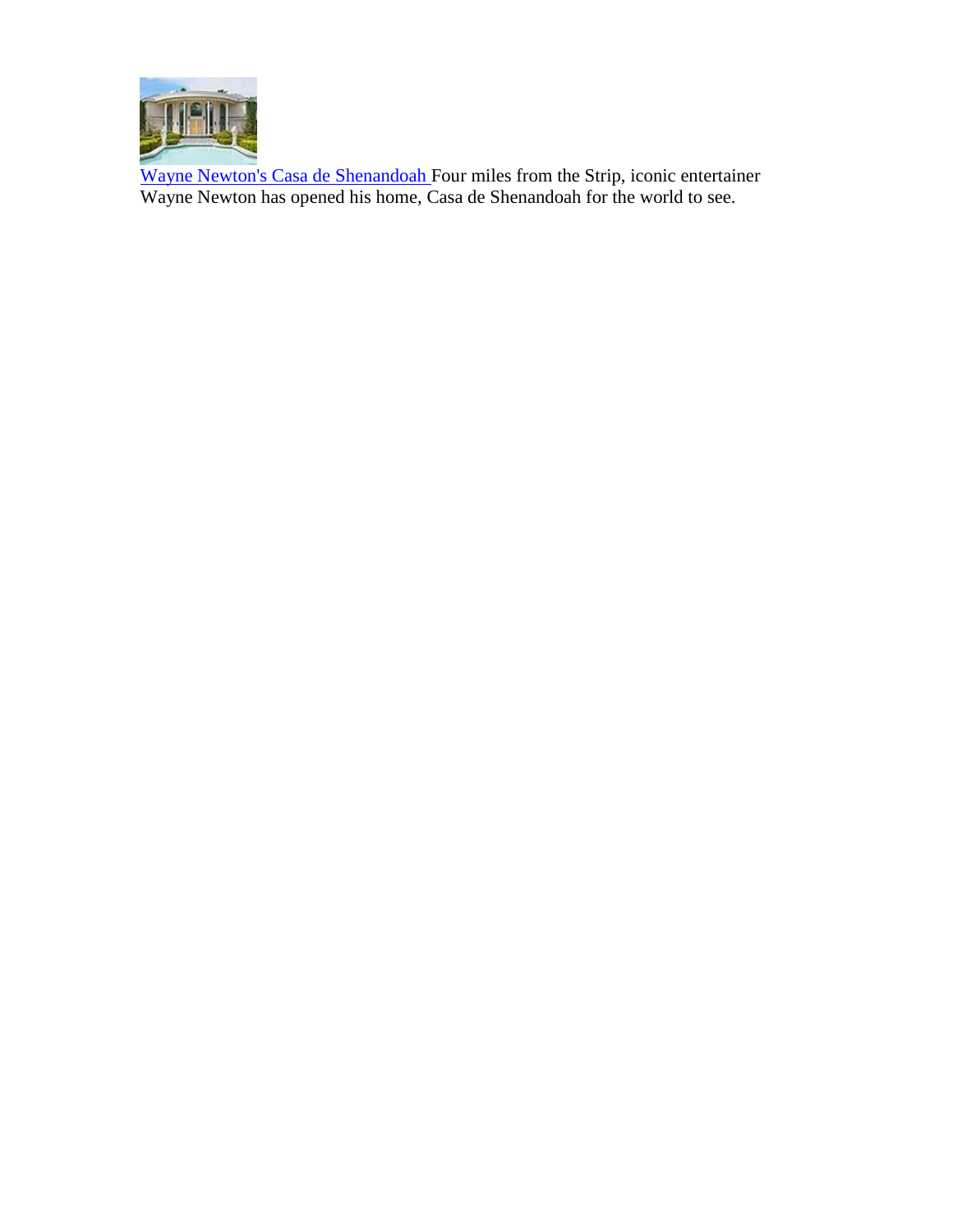Wayne Newton's Casa de Shenandoah Four miles from the Strip, iconic entertainer Wayne Newton has opened his home, Casa de Shenandoah for the world to see.